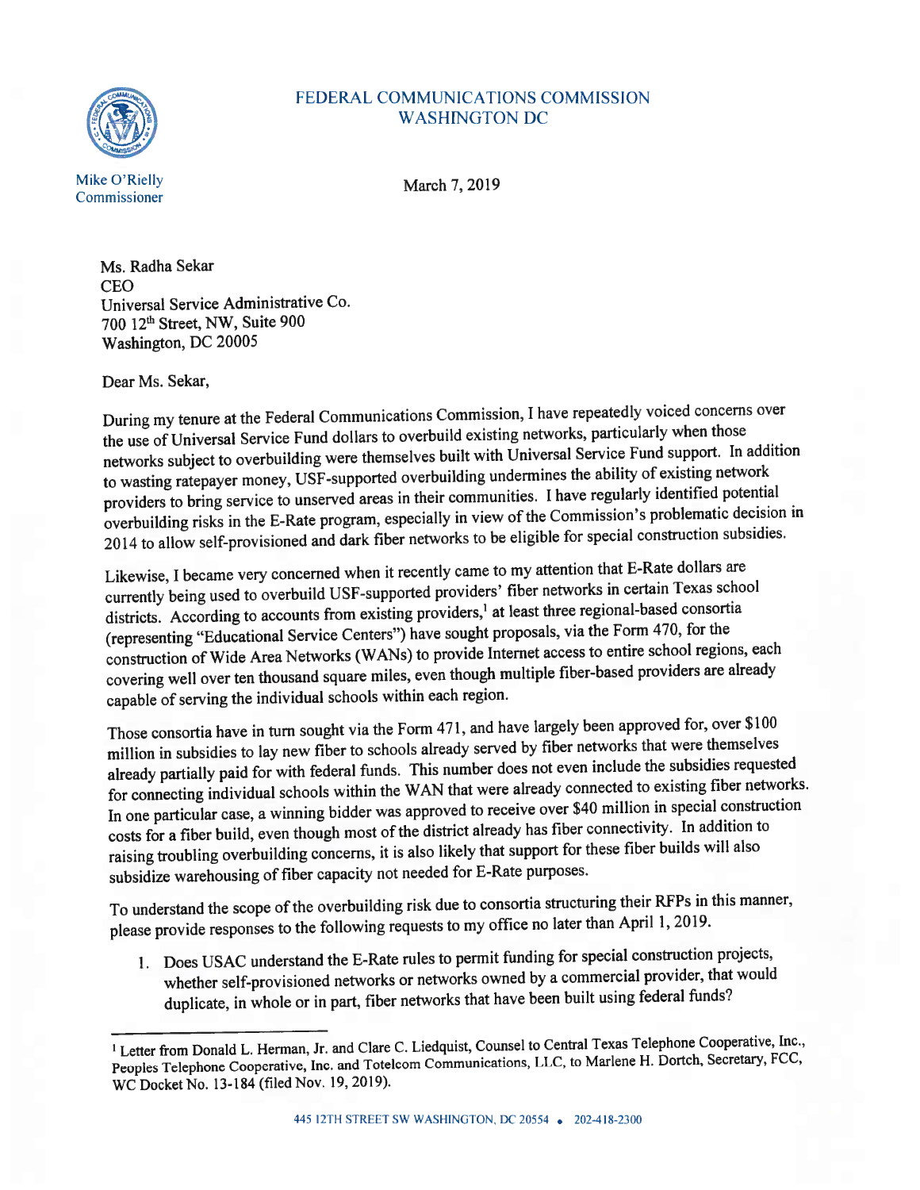FEDERAL COMMUNICATIONS COMMISSION
WASHINGTON DC

Mike O'Rielly
Commissioner

March 7, 2019

Ms. Radha Sekar
CEO
Universal Service Administrative Co.
700 12th Street, NW, Suite 900
Washington, DC 20005

Dear Ms. Sekar,

During my tenure at the Federal Communications Commission, I have repeatedly voiced concerns over the use of Universal Service Fund dollars to overbuild existing networks, particularly when those networks subject to overbuilding were themselves built with Universal Service Fund support. In addition to wasting ratepayer money, USF-supported overbuilding undermines the ability of existing network providers to bring service to unserved areas in their communities. I have regularly identified potential overbuilding risks in the E-Rate program, especially in view of the Commission's problematic decision in 2014 to allow self-provisioned and dark fiber networks to be eligible for special construction subsidies.

Likewise, I became very concerned when it recently came to my attention that E-Rate dollars are currently being used to overbuild USF-supported providers' fiber networks in certain Texas school districts. According to accounts from existing providers,[1] at least three regional-based consortia (representing "Educational Service Centers") have sought proposals, via the Form 470, for the construction of Wide Area Networks (WANs) to provide Internet access to entire school regions, each covering well over ten thousand square miles, even though multiple fiber-based providers are already capable of serving the individual schools within each region.

Those consortia have in turn sought via the Form 471, and have largely been approved for, over $100 million in subsidies to lay new fiber to schools already served by fiber networks that were themselves already partially paid for with federal funds. This number does not even include the subsidies requested for connecting individual schools within the WAN that were already connected to existing fiber networks. In one particular case, a winning bidder was approved to receive over $40 million in special construction costs for a fiber build, even though most of the district already has fiber connectivity. In addition to raising troubling overbuilding concerns, it is also likely that support for these fiber builds will also subsidize warehousing of fiber capacity not needed for E-Rate purposes.

To understand the scope of the overbuilding risk due to consortia structuring their RFPs in this manner, please provide responses to the following requests to my office no later than April 1, 2019.

1. Does USAC understand the E-Rate rules to permit funding for special construction projects, whether self-provisioned networks or networks owned by a commercial provider, that would duplicate, in whole or in part, fiber networks that have been built using federal funds?

---

[1] Letter from Donald L. Herman, Jr. and Clare C. Liedquist, Counsel to Central Texas Telephone Cooperative, Inc., Peoples Telephone Cooperative, Inc. and Totelcom Communications, LLC, to Marlene H. Dortch, Secretary, FCC, WC Docket No. 13-184 (filed Nov. 19, 2019).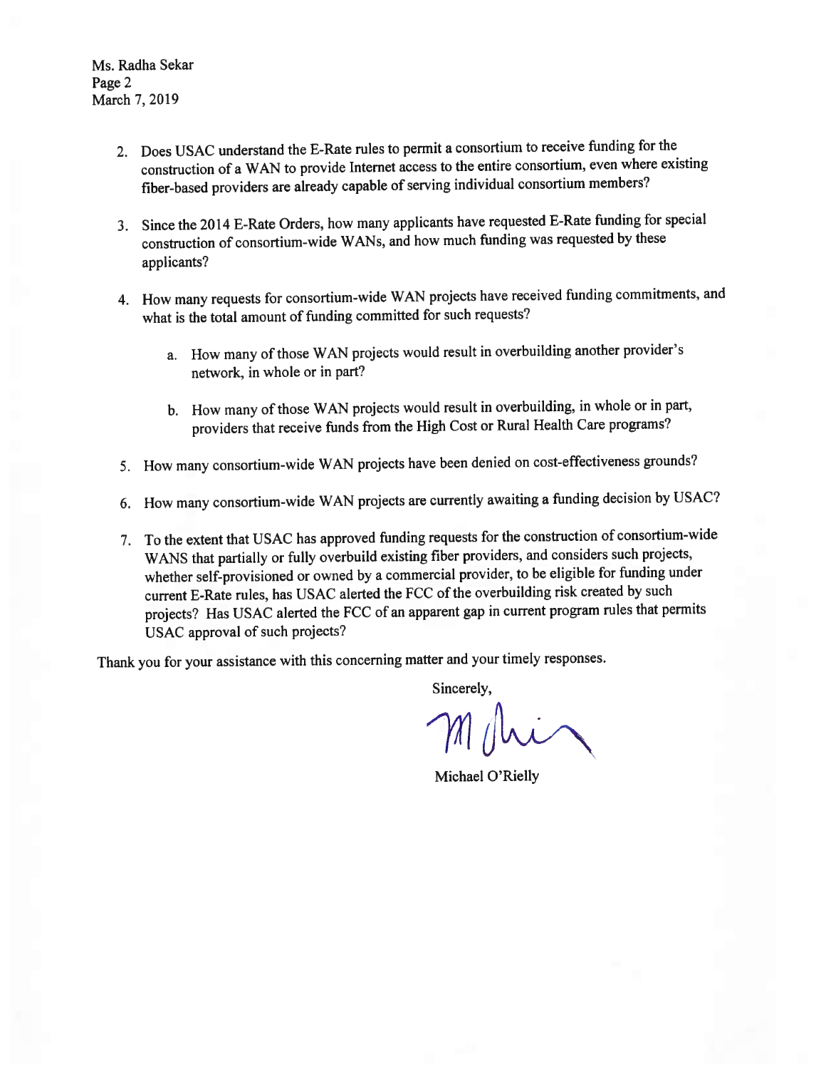Ms. Radha Sekar
Page 2
March 7, 2019

2. Does USAC understand the E-Rate rules to permit a consortium to receive funding for the construction of a WAN to provide Internet access to the entire consortium, even where existing fiber-based providers are already capable of serving individual consortium members?

3. Since the 2014 E-Rate Orders, how many applicants have requested E-Rate funding for special construction of consortium-wide WANs, and how much funding was requested by these applicants?

4. How many requests for consortium-wide WAN projects have received funding commitments, and what is the total amount of funding committed for such requests?

   a. How many of those WAN projects would result in overbuilding another provider's network, in whole or in part?

   b. How many of those WAN projects would result in overbuilding, in whole or in part, providers that receive funds from the High Cost or Rural Health Care programs?

5. How many consortium-wide WAN projects have been denied on cost-effectiveness grounds?

6. How many consortium-wide WAN projects are currently awaiting a funding decision by USAC?

7. To the extent that USAC has approved funding requests for the construction of consortium-wide WANS that partially or fully overbuild existing fiber providers, and considers such projects, whether self-provisioned or owned by a commercial provider, to be eligible for funding under current E-Rate rules, has USAC alerted the FCC of the overbuilding risk created by such projects? Has USAC alerted the FCC of an apparent gap in current program rules that permits USAC approval of such projects?

Thank you for your assistance with this concerning matter and your timely responses.

Sincerely,

Michael O'Rielly